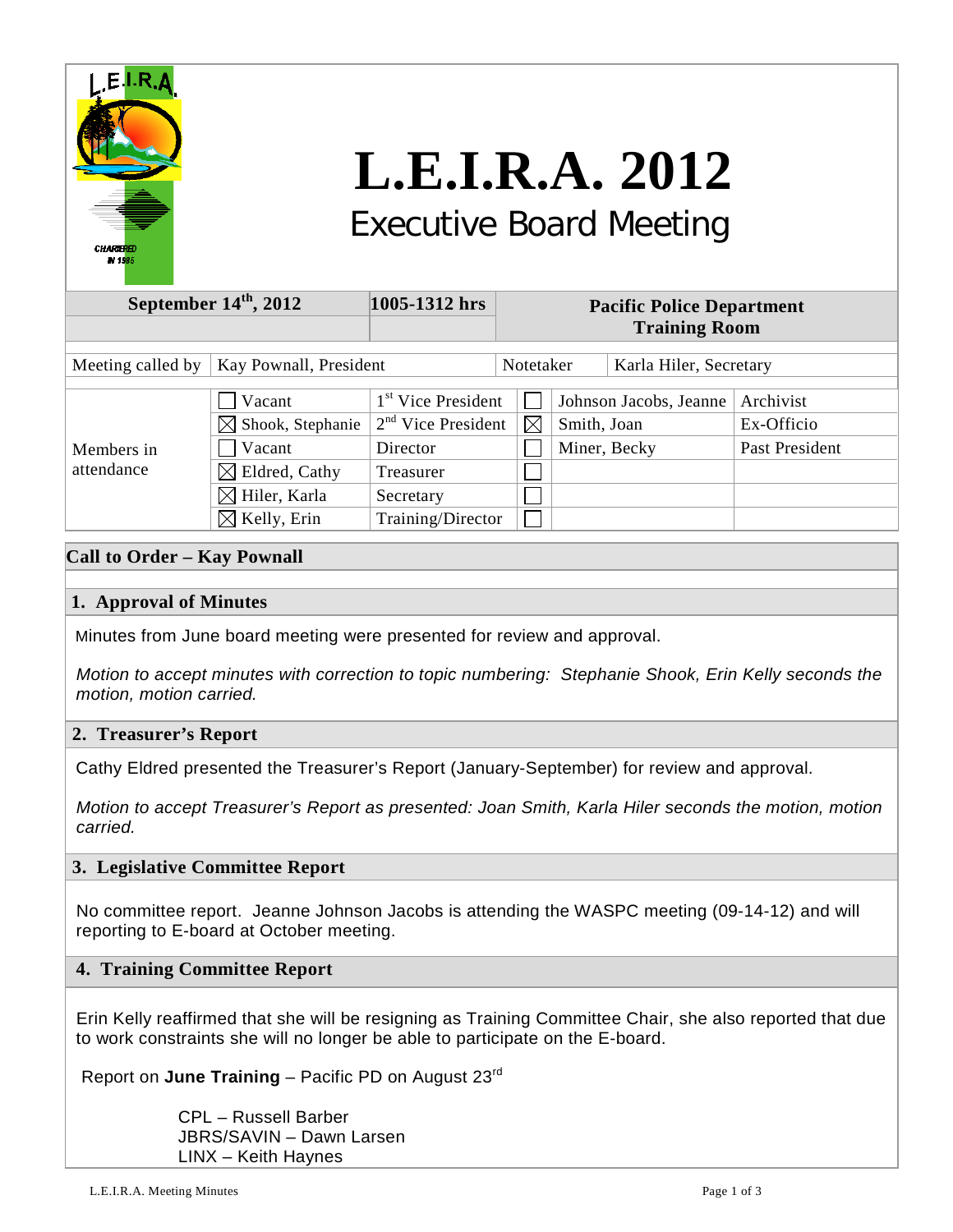# L.E.I.R.A. 2012

## Executive Board Meeting

| September 14th, 2012 | 1005-1312 hrs | Pacific Police Department Training Room |
|---|---|---|

| Meeting called by | Kay Pownall, President | Notetaker | Karla Hiler, Secretary |
|---|---|---|---|

| Members in attendance | | | | | |
|---|---|---|---|---|---|
| | ☐ Vacant | 1st Vice President | ☐ | Johnson Jacobs, Jeanne | Archivist |
| | ☒ Shook, Stephanie | 2nd Vice President | ☒ | Smith, Joan | Ex-Officio |
| | ☐ Vacant | Director | ☐ | Miner, Becky | Past President |
| | ☒ Eldred, Cathy | Treasurer | ☐ | | |
| | ☒ Hiler, Karla | Secretary | ☐ | | |
| | ☒ Kelly, Erin | Training/Director | ☐ | | |

## Call to Order – Kay Pownall

## 1. Approval of Minutes

Minutes from June board meeting were presented for review and approval.

*Motion to accept minutes with correction to topic numbering: Stephanie Shook, Erin Kelly seconds the motion, motion carried.*

## 2. Treasurer's Report

Cathy Eldred presented the Treasurer's Report (January-September) for review and approval.

*Motion to accept Treasurer's Report as presented: Joan Smith, Karla Hiler seconds the motion, motion carried.*

## 3. Legislative Committee Report

No committee report. Jeanne Johnson Jacobs is attending the WASPC meeting (09-14-12) and will reporting to E-board at October meeting.

## 4. Training Committee Report

Erin Kelly reaffirmed that she will be resigning as Training Committee Chair, she also reported that due to work constraints she will no longer be able to participate on the E-board.

Report on **June Training** – Pacific PD on August 23rd

CPL – Russell Barber
JBRS/SAVIN – Dawn Larsen
LINX – Keith Haynes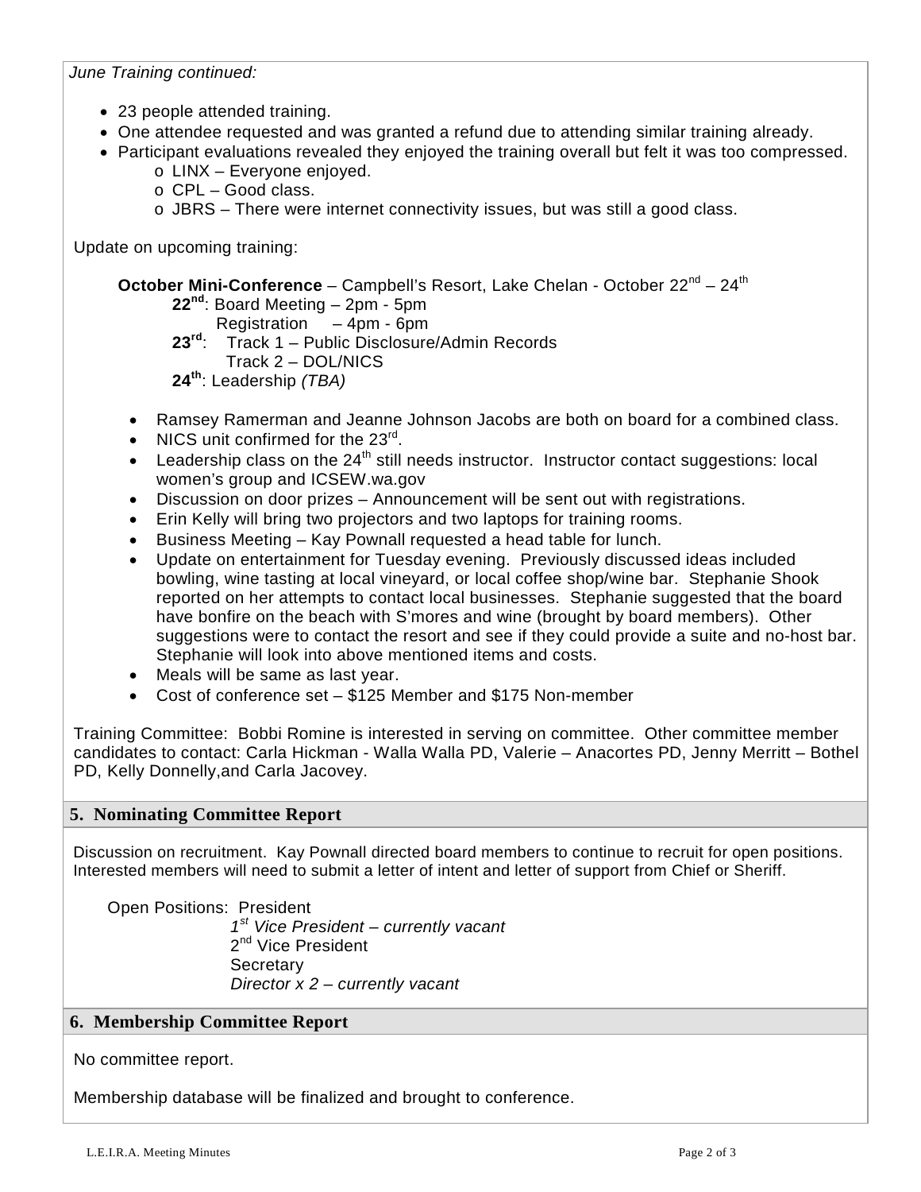*June Training continued:*

- 23 people attended training.
- One attendee requested and was granted a refund due to attending similar training already.
- Participant evaluations revealed they enjoyed the training overall but felt it was too compressed.
  - LINX – Everyone enjoyed.
  - CPL – Good class.
  - JBRS – There were internet connectivity issues, but was still a good class.

Update on upcoming training:

**October Mini-Conference** – Campbell's Resort, Lake Chelan - October 22nd – 24th

**22nd**: Board Meeting – 2pm - 5pm
Registration – 4pm - 6pm
**23rd**: Track 1 – Public Disclosure/Admin Records
Track 2 – DOL/NICS
**24th**: Leadership *(TBA)*

- Ramsey Ramerman and Jeanne Johnson Jacobs are both on board for a combined class.
- NICS unit confirmed for the 23rd.
- Leadership class on the 24th still needs instructor. Instructor contact suggestions: local women's group and ICSEW.wa.gov
- Discussion on door prizes – Announcement will be sent out with registrations.
- Erin Kelly will bring two projectors and two laptops for training rooms.
- Business Meeting – Kay Pownall requested a head table for lunch.
- Update on entertainment for Tuesday evening. Previously discussed ideas included bowling, wine tasting at local vineyard, or local coffee shop/wine bar. Stephanie Shook reported on her attempts to contact local businesses. Stephanie suggested that the board have bonfire on the beach with S'mores and wine (brought by board members). Other suggestions were to contact the resort and see if they could provide a suite and no-host bar. Stephanie will look into above mentioned items and costs.
- Meals will be same as last year.
- Cost of conference set – $125 Member and $175 Non-member

Training Committee: Bobbi Romine is interested in serving on committee. Other committee member candidates to contact: Carla Hickman - Walla Walla PD, Valerie – Anacortes PD, Jenny Merritt – Bothel PD, Kelly Donnelly,and Carla Jacovey.

## 5. Nominating Committee Report

Discussion on recruitment. Kay Pownall directed board members to continue to recruit for open positions. Interested members will need to submit a letter of intent and letter of support from Chief or Sheriff.

Open Positions: President
*1st Vice President – currently vacant*
2nd Vice President
Secretary
*Director x 2 – currently vacant*

## 6. Membership Committee Report

No committee report.

Membership database will be finalized and brought to conference.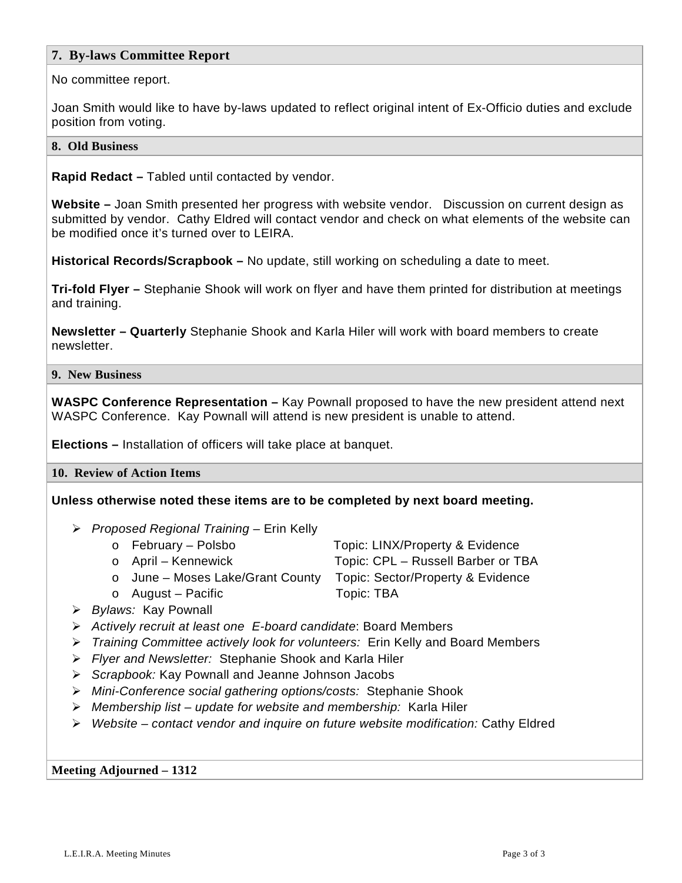## 7. By-laws Committee Report

No committee report.

Joan Smith would like to have by-laws updated to reflect original intent of Ex-Officio duties and exclude position from voting.

## 8. Old Business

**Rapid Redact –** Tabled until contacted by vendor.

**Website –** Joan Smith presented her progress with website vendor. Discussion on current design as submitted by vendor. Cathy Eldred will contact vendor and check on what elements of the website can be modified once it's turned over to LEIRA.

**Historical Records/Scrapbook –** No update, still working on scheduling a date to meet.

**Tri-fold Flyer –** Stephanie Shook will work on flyer and have them printed for distribution at meetings and training.

**Newsletter – Quarterly** Stephanie Shook and Karla Hiler will work with board members to create newsletter.

## 9. New Business

**WASPC Conference Representation –** Kay Pownall proposed to have the new president attend next WASPC Conference. Kay Pownall will attend is new president is unable to attend.

**Elections –** Installation of officers will take place at banquet.

## 10. Review of Action Items

**Unless otherwise noted these items are to be completed by next board meeting.**

- *Proposed Regional Training* – Erin Kelly
  - February – Polsbo — Topic: LINX/Property & Evidence
  - April – Kennewick — Topic: CPL – Russell Barber or TBA
  - June – Moses Lake/Grant County — Topic: Sector/Property & Evidence
  - August – Pacific — Topic: TBA
- *Bylaws:* Kay Pownall
- *Actively recruit at least one E-board candidate*: Board Members
- *Training Committee actively look for volunteers:* Erin Kelly and Board Members
- *Flyer and Newsletter:* Stephanie Shook and Karla Hiler
- *Scrapbook:* Kay Pownall and Jeanne Johnson Jacobs
- *Mini-Conference social gathering options/costs:* Stephanie Shook
- *Membership list – update for website and membership:* Karla Hiler
- *Website – contact vendor and inquire on future website modification:* Cathy Eldred

**Meeting Adjourned – 1312**